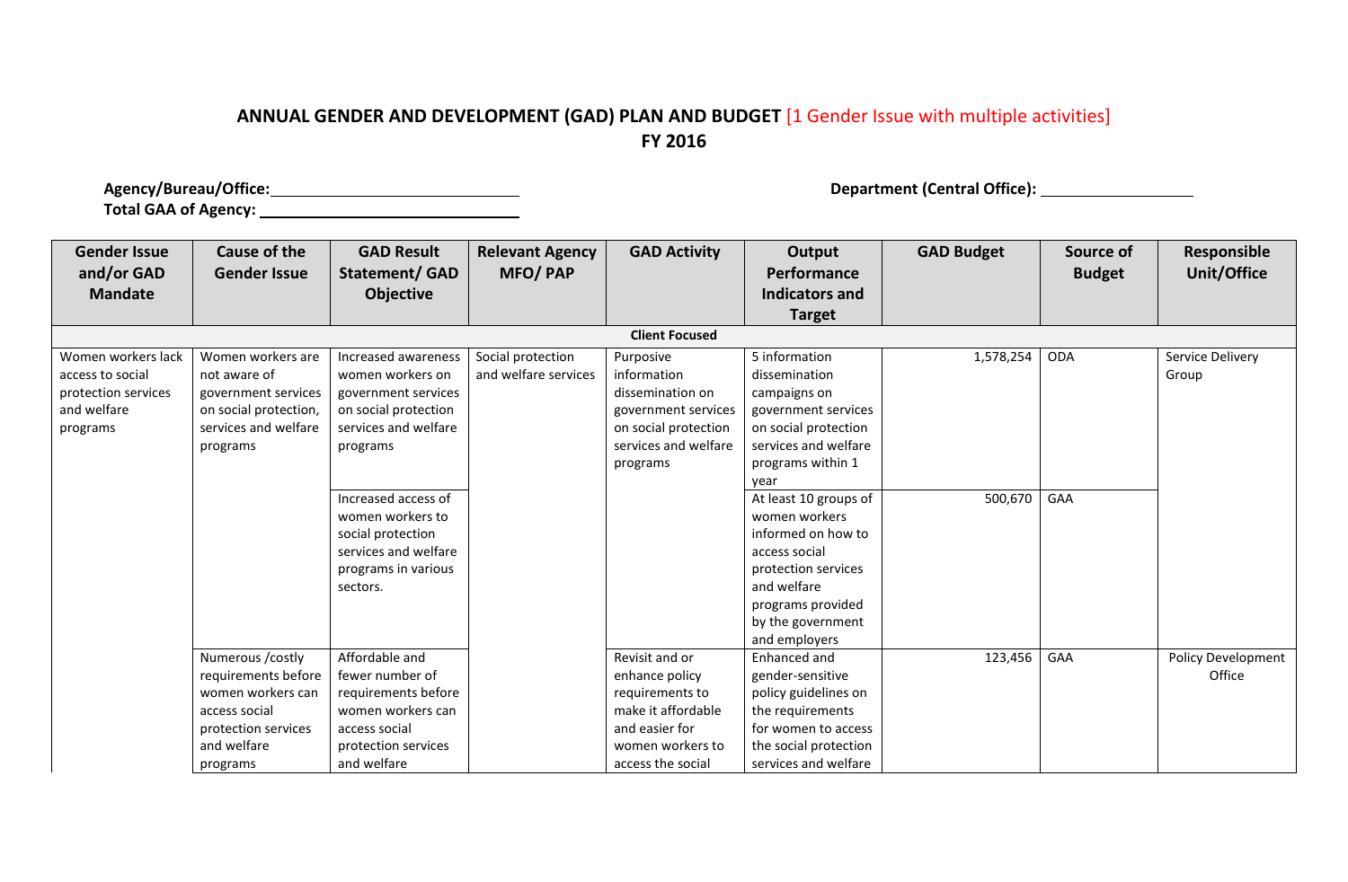## ANNUAL GENDER AND DEVELOPMENT (GAD) PLAN AND BUDGET [1 Gender Issue with multiple activities]

### FY 2016

**Agency/Bureau/Office:** ____________________ **Department (Central Office):** ____________________

**Total GAA of Agency:** ____________________

| Gender Issue and/or GAD Mandate | Cause of the Gender Issue | GAD Result Statement/ GAD Objective | Relevant Agency MFO/ PAP | GAD Activity | Output Performance Indicators and Target | GAD Budget | Source of Budget | Responsible Unit/Office |
|---|---|---|---|---|---|---|---|---|
| | | | | **Client Focused** | | | | |
| Women workers lack access to social protection services and welfare programs | Women workers are not aware of government services on social protection, services and welfare programs | Increased awareness women workers on government services on social protection services and welfare programs | Social protection and welfare services | Purposive information dissemination on government services on social protection services and welfare programs | 5 information dissemination campaigns on government services on social protection services and welfare programs within 1 year | 1,578,254 | ODA | Service Delivery Group |
| | | Increased access of women workers to social protection services and welfare programs in various sectors. | | | At least 10 groups of women workers informed on how to access social protection services and welfare programs provided by the government and employers | 500,670 | GAA | |
| | Numerous /costly requirements before women workers can access social protection services and welfare programs | Affordable and fewer number of requirements before women workers can access social protection services and welfare | | Revisit and or enhance policy requirements to make it affordable and easier for women workers to access the social | Enhanced and gender-sensitive policy guidelines on the requirements for women to access the social protection services and welfare | 123,456 | GAA | Policy Development Office |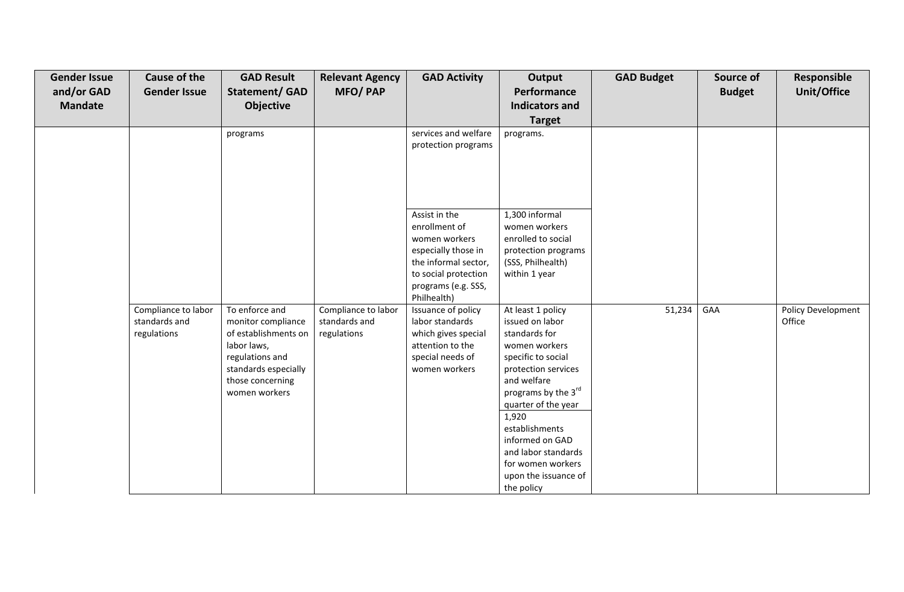| Gender Issue and/or GAD Mandate | Cause of the Gender Issue | GAD Result Statement/ GAD Objective | Relevant Agency MFO/ PAP | GAD Activity | Output Performance Indicators and Target | GAD Budget | Source of Budget | Responsible Unit/Office |
|---|---|---|---|---|---|---|---|---|
| | | programs | | services and welfare protection programs | programs. | | | |
| | | | | Assist in the enrollment of women workers especially those in the informal sector, to social protection programs (e.g. SSS, Philhealth) | 1,300 informal women workers enrolled to social protection programs (SSS, Philhealth) within 1 year | | | |
| | Compliance to labor standards and regulations | To enforce and monitor compliance of establishments on labor laws, regulations and standards especially those concerning women workers | Compliance to labor standards and regulations | Issuance of policy labor standards which gives special attention to the special needs of women workers | At least 1 policy issued on labor standards for women workers specific to social protection services and welfare programs by the 3rd quarter of the year | 51,234 | GAA | Policy Development Office |
| | | | | | 1,920 establishments informed on GAD and labor standards for women workers upon the issuance of the policy | | | |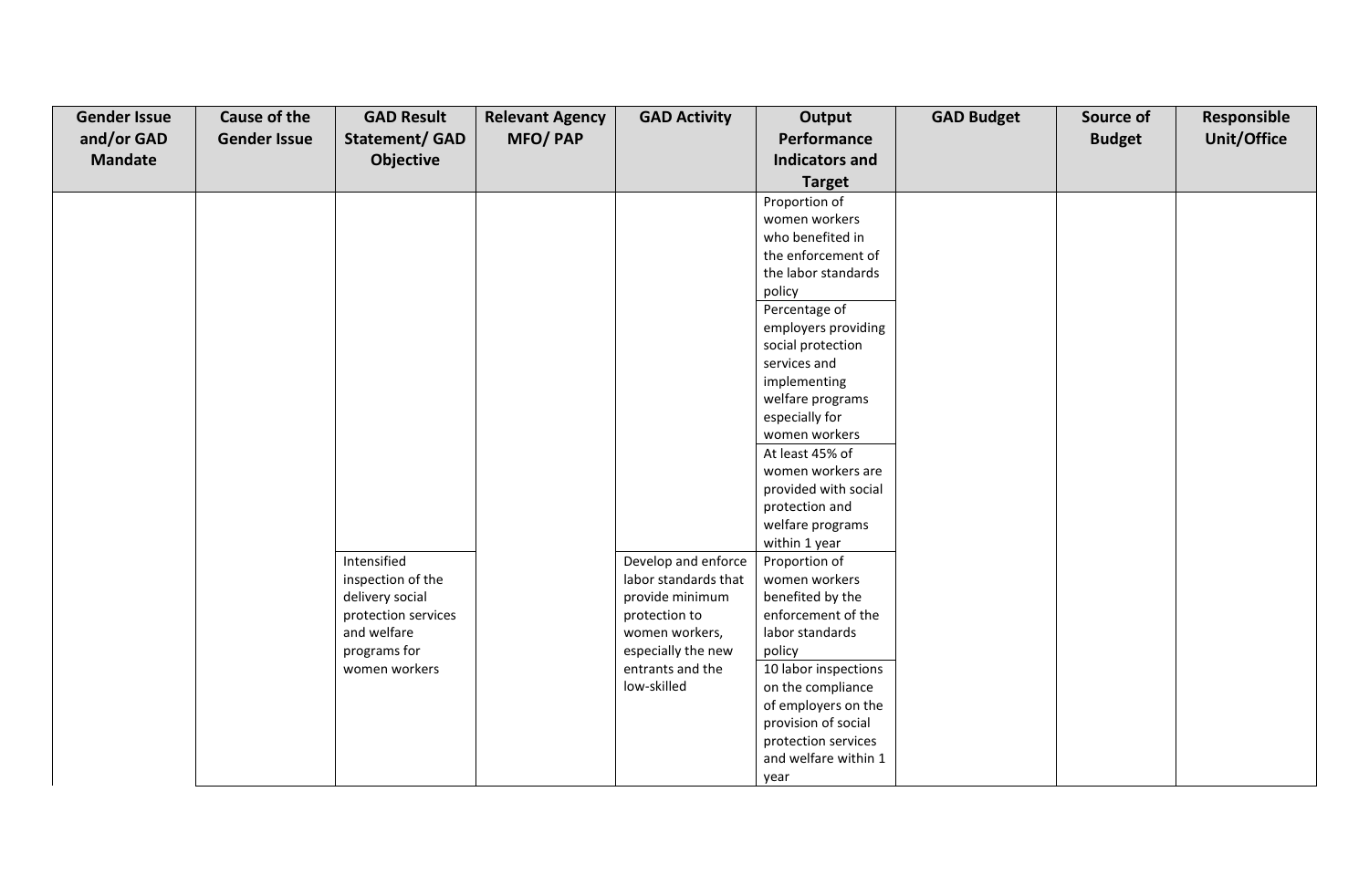| Gender Issue and/or GAD Mandate | Cause of the Gender Issue | GAD Result Statement/ GAD Objective | Relevant Agency MFO/ PAP | GAD Activity | Output Performance Indicators and Target | GAD Budget | Source of Budget | Responsible Unit/Office |
|---|---|---|---|---|---|---|---|---|
| | | | | | Proportion of women workers who benefited in the enforcement of the labor standards policy | | | |
| | | | | | Percentage of employers providing social protection services and implementing welfare programs especially for women workers | | | |
| | | | | | At least 45% of women workers are provided with social protection and welfare programs within 1 year | | | |
| | | Intensified inspection of the delivery social protection services and welfare programs for women workers | | Develop and enforce labor standards that provide minimum protection to women workers, especially the new entrants and the low-skilled | Proportion of women workers benefited by the enforcement of the labor standards policy | | | |
| | | | | | 10 labor inspections on the compliance of employers on the provision of social protection services and welfare within 1 year | | | |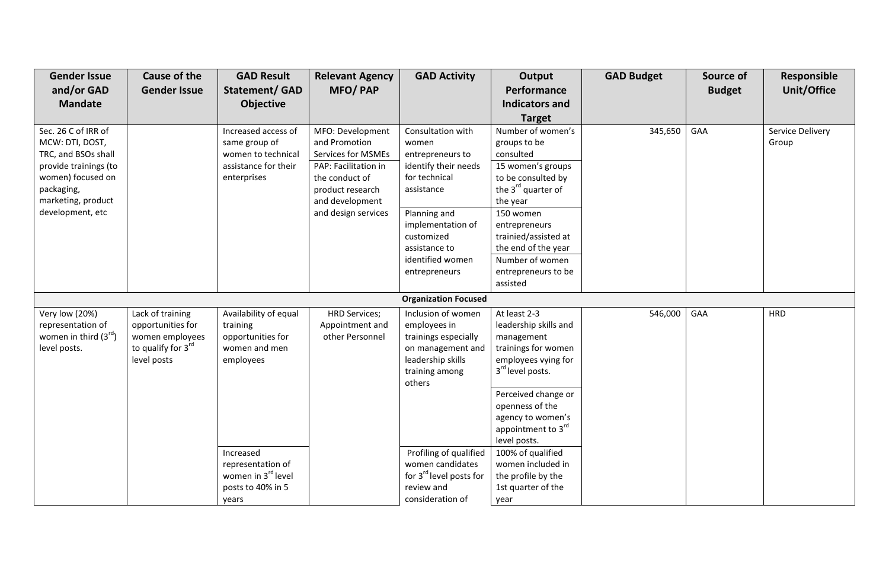| Gender Issue and/or GAD Mandate | Cause of the Gender Issue | GAD Result Statement/ GAD Objective | Relevant Agency MFO/ PAP | GAD Activity | Output Performance Indicators and Target | GAD Budget | Source of Budget | Responsible Unit/Office |
|---|---|---|---|---|---|---|---|---|
| Sec. 26 C of IRR of MCW: DTI, DOST, TRC, and BSOs shall provide trainings (to women) focused on packaging, marketing, product development, etc | | Increased access of same group of women to technical assistance for their enterprises | MFO: Development and Promotion Services for MSMEs<br>PAP: Facilitation in the conduct of product research and development and design services | Consultation with women entrepreneurs to identify their needs for technical assistance | Number of women's groups to be consulted<br>15 women's groups to be consulted by the 3rd quarter of the year | 345,650 | GAA | Service Delivery Group |
| | | | | Planning and implementation of customized assistance to identified women entrepreneurs | 150 women entrepreneurs trainied/assisted at the end of the year<br>Number of women entrepreneurs to be assisted | | | |
| | | | | **Organization Focused** | | | | |
| Very low (20%) representation of women in third (3rd) level posts. | Lack of training opportunities for women employees to qualify for 3rd level posts | Availability of equal training opportunities for women and men employees | HRD Services; Appointment and other Personnel | Inclusion of women employees in trainings especially on management and leadership skills training among others | At least 2-3 leadership skills and management trainings for women employees vying for 3rd level posts.<br>Perceived change or openness of the agency to women's appointment to 3rd level posts. | 546,000 | GAA | HRD |
| | | Increased representation of women in 3rd level posts to 40% in 5 years | | Profiling of qualified women candidates for 3rd level posts for review and consideration of | 100% of qualified women included in the profile by the 1st quarter of the year | | | |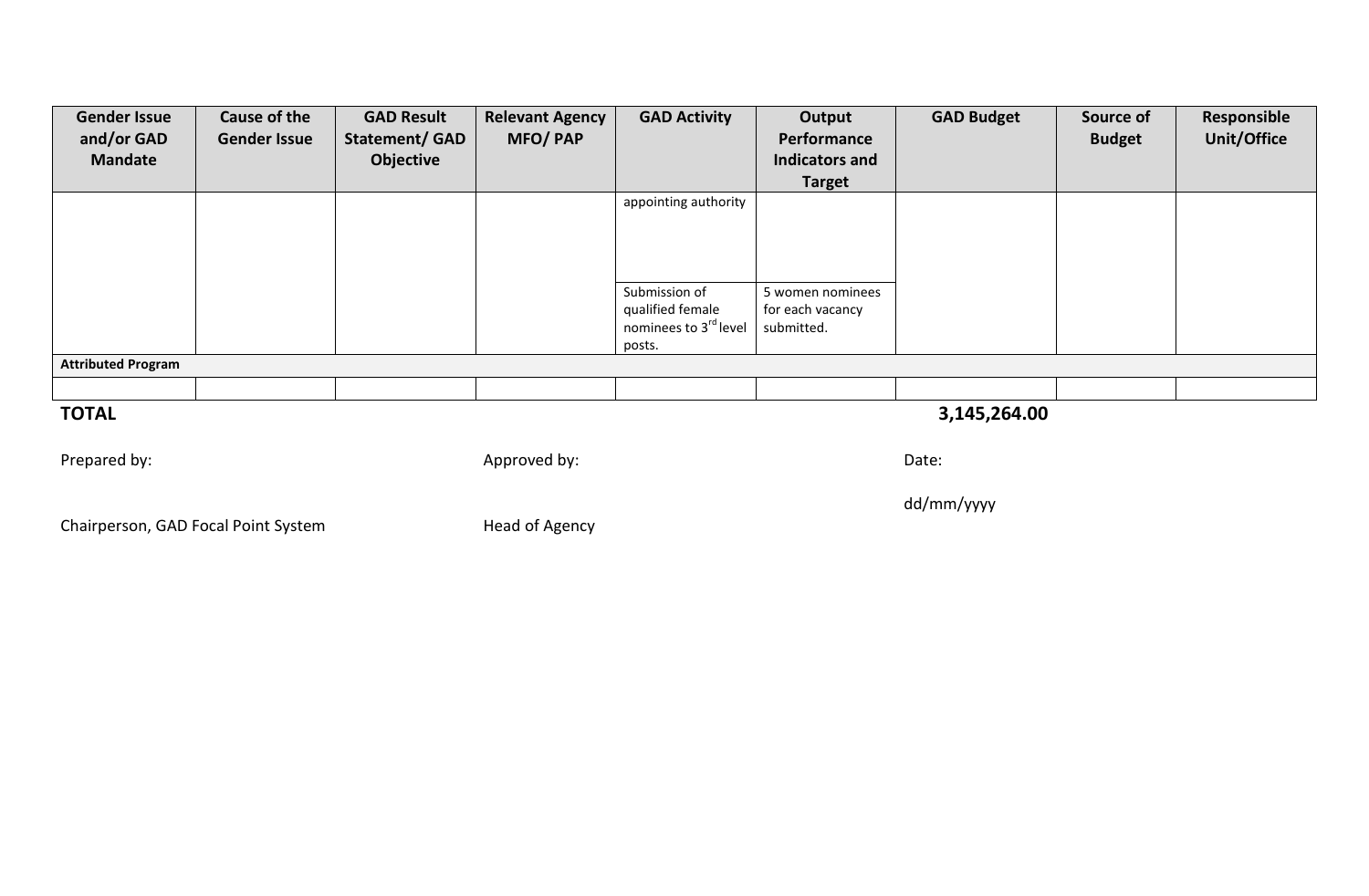| Gender Issue and/or GAD Mandate | Cause of the Gender Issue | GAD Result Statement/ GAD Objective | Relevant Agency MFO/ PAP | GAD Activity | Output Performance Indicators and Target | GAD Budget | Source of Budget | Responsible Unit/Office |
|---|---|---|---|---|---|---|---|---|
| | | | | appointing authority | | | | |
| | | | | Submission of qualified female nominees to 3rd level posts. | 5 women nominees for each vacancy submitted. | | | |
| **Attributed Program** | | | | | | | | |
| | | | | | | | | |

**TOTAL** **3,145,264.00**

Prepared by:

Chairperson, GAD Focal Point System

Approved by:

Head of Agency

Date:

dd/mm/yyyy